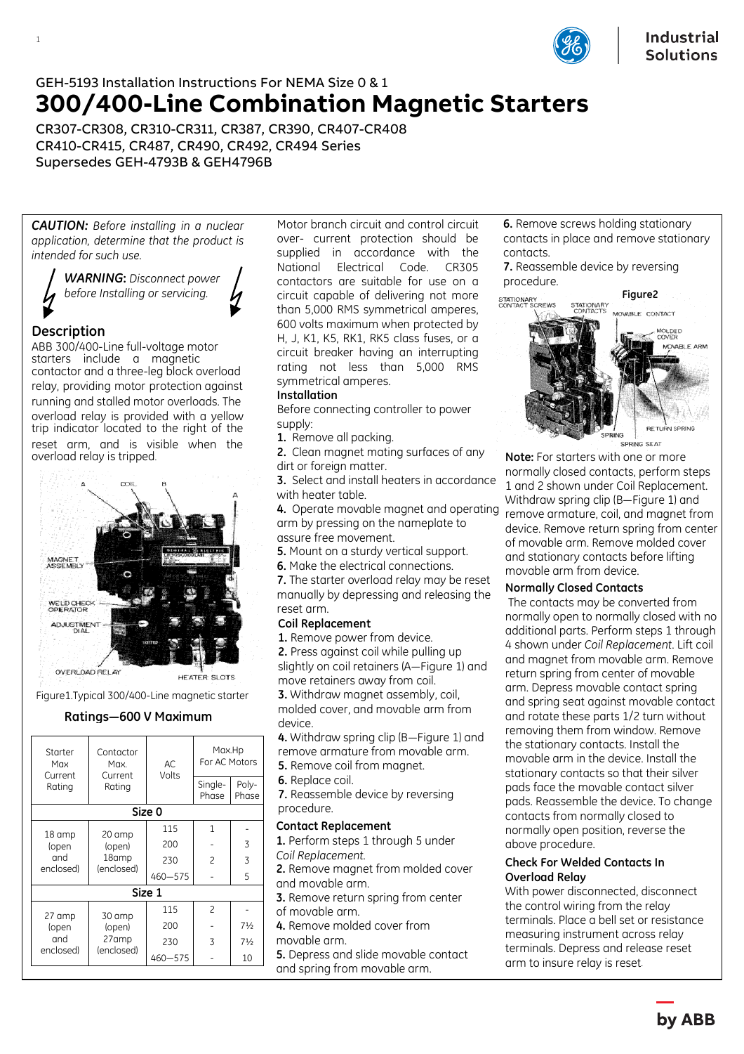GEH-5193 Installation Instructions For NEMA Size 0 & 1

# 300/400-Line Combination Magnetic Starters

CR307-CR308, CR310-CR311, CR387, CR390, CR407-CR408
CR410-CR415, CR487, CR490, CR492, CR494 Series
Supersedes GEH-4793B & GEH4796B

***CAUTION:*** *Before installing in a nuclear application, determine that the product is intended for such use.*

**WARNING:** *Disconnect power before Installing or servicing.*

## Description

ABB 300/400-Line full-voltage motor starters include a magnetic contactor and a three-leg block overload relay, providing motor protection against running and stalled motor overloads. The overload relay is provided with a yellow trip indicator located to the right of the reset arm, and is visible when the overload relay is tripped.

Figure1.Typical 300/400-Line magnetic starter

### Ratings—600 V Maximum

| Starter Max Current Rating | Contactor Max. Current Rating | AC Volts | Max.Hp For AC Motors | |
|---|---|---|---|---|
| | | | Single-Phase | Poly-Phase |
| **Size 0** | | | | |
| 18 amp (open and enclosed) | 20 amp (open) 18amp (enclosed) | 115 | 1 | - |
| | | 200 | - | 3 |
| | | 230 | 2 | 3 |
| | | 460—575 | - | 5 |
| **Size 1** | | | | |
| 27 amp (open and enclosed) | 30 amp (open) 27amp (enclosed) | 115 | 2 | - |
| | | 200 | - | 7½ |
| | | 230 | 3 | 7½ |
| | | 460—575 | - | 10 |

Motor branch circuit and control circuit over- current protection should be supplied in accordance with the National Electrical Code. CR305 contactors are suitable for use on a circuit capable of delivering not more than 5,000 RMS symmetrical amperes, 600 volts maximum when protected by H, J, K1, K5, RK1, RK5 class fuses, or a circuit breaker having an interrupting rating not less than 5,000 RMS symmetrical amperes.

### Installation

Before connecting controller to power supply:

1. Remove all packing.
2. Clean magnet mating surfaces of any dirt or foreign matter.
3. Select and install heaters in accordance with heater table.
4. Operate movable magnet and operating arm by pressing on the nameplate to assure free movement.
5. Mount on a sturdy vertical support.
6. Make the electrical connections.
7. The starter overload relay may be reset manually by depressing and releasing the reset arm.

### Coil Replacement

1. Remove power from device.
2. Press against coil while pulling up slightly on coil retainers (A—Figure 1) and move retainers away from coil.
3. Withdraw magnet assembly, coil, molded cover, and movable arm from device.
4. Withdraw spring clip (B—Figure 1) and remove armature from movable arm.
5. Remove coil from magnet.
6. Replace coil.
7. Reassemble device by reversing procedure.

### Contact Replacement

1. Perform steps 1 through 5 under *Coil Replacement.*
2. Remove magnet from molded cover and movable arm.
3. Remove return spring from center of movable arm.
4. Remove molded cover from movable arm.
5. Depress and slide movable contact and spring from movable arm.
6. Remove screws holding stationary contacts in place and remove stationary contacts.
7. Reassemble device by reversing procedure.

Figure2

**Note:** For starters with one or more normally closed contacts, perform steps 1 and 2 shown under Coil Replacement. Withdraw spring clip (B—Figure 1) and remove armature, coil, and magnet from device. Remove return spring from center of movable arm. Remove molded cover and stationary contacts before lifting movable arm from device.

### Normally Closed Contacts

The contacts may be converted from normally open to normally closed with no additional parts. Perform steps 1 through 4 shown under *Coil Replacement*. Lift coil and magnet from movable arm. Remove return spring from center of movable arm. Depress movable contact spring and spring seat against movable contact and rotate these parts 1/2 turn without removing them from window. Remove the stationary contacts. Install the movable arm in the device. Install the stationary contacts so that their silver pads face the movable contact silver pads. Reassemble the device. To change contacts from normally closed to normally open position, reverse the above procedure.

### Check For Welded Contacts In Overload Relay

With power disconnected, disconnect the control wiring from the relay terminals. Place a bell set or resistance measuring instrument across relay terminals. Depress and release reset arm to insure relay is reset.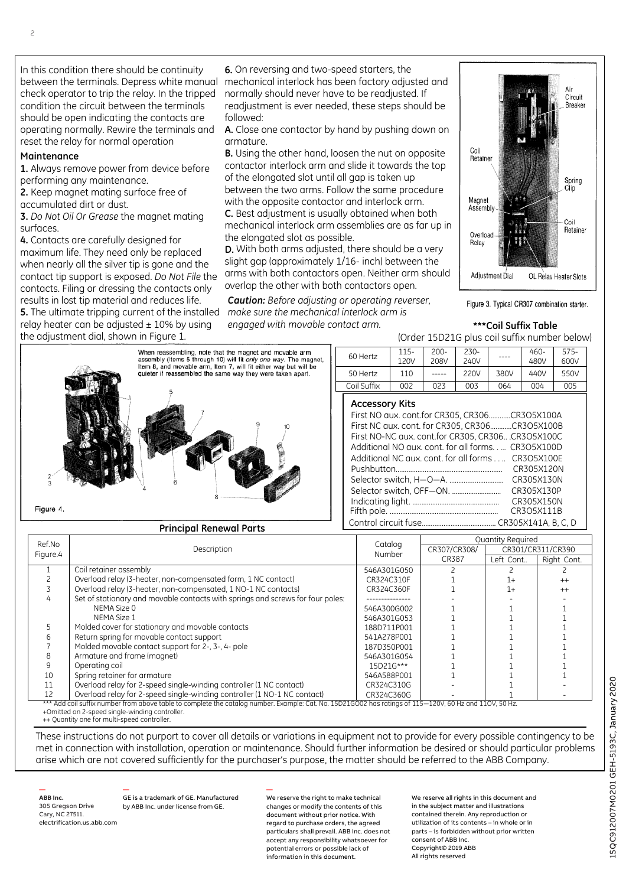In this condition there should be continuity between the terminals. Depress white manual check operator to trip the relay. In the tripped condition the circuit between the terminals should be open indicating the contacts are operating normally. Rewire the terminals and reset the relay for normal operation

**Maintenance**

**1.** Always remove power from device before performing any maintenance.

**2.** Keep magnet mating surface free of accumulated dirt or dust.

**3.** *Do Not Oil Or Grease* the magnet mating surfaces.

**4.** Contacts are carefully designed for maximum life. They need only be replaced when nearly all the silver tip is gone and the contact tip support is exposed. *Do Not File* the contacts. Filing or dressing the contacts only results in lost tip material and reduces life.

**5.** The ultimate tripping current of the installed relay heater can be adjusted ± 10% by using the adjustment dial, shown in Figure 1.

**6.** On reversing and two-speed starters, the mechanical interlock has been factory adjusted and normally should never have to be readjusted. If readjustment is ever needed, these steps should be followed:

**A.** Close one contactor by hand by pushing down on armature.

**B.** Using the other hand, loosen the nut on opposite contactor interlock arm and slide it towards the top of the elongated slot until all gap is taken up between the two arms. Follow the same procedure with the opposite contactor and interlock arm.

**C.** Best adjustment is usually obtained when both mechanical interlock arm assemblies are as far up in the elongated slot as possible.

**D.** With both arms adjusted, there should be a very slight gap (approximately 1/16- inch) between the arms with both contactors open. Neither arm should overlap the other with both contactors open.

***Caution:** Before adjusting or operating reverser, make sure the mechanical interlock arm is engaged with movable contact arm.*

Air Circuit Breaker
Coil Retainer
Spring Clip
Magnet Assembly
Coil Retainer
Overload Relay
Adjustment Dial
OL Relay Heater Slots

Figure 3. Typical CR307 combination starter.

When reassembling, note that the magnet and movable arm assembly (Items 5 through 10) will fit *only one way*. The magnet, Item 8, and movable arm, Item 7, will fit either way but will be quieter if reassembled the same way they were taken apart.

Figure 4.

**\*\*\*Coil Suffix Table**

(Order 15D21G plus coil suffix number below)

| 60 Hertz | 115-120V | 200-208V | 230-240V | ---- | 460-480V | 575-600V |
|---|---|---|---|---|---|---|
| 50 Hertz | 110 | ----- | 220V | 380V | 440V | 550V |
| Coil Suffix | 002 | 023 | 003 | 064 | 004 | 005 |

**Accessory Kits**

| | |
|---|---|
| First NO aux. cont.for CR305, CR306 | CR305X100A |
| First NC aux. cont. for CR305, CR306 | CR305X100B |
| First NO-NC aux. cont.for CR305, CR306 | CR305X100C |
| Additional NO aux. cont. for all forms | CR305X100D |
| Additional NC aux. cont. for all forms | CR305X100E |
| Pushbutton | CR305X120N |
| Selector switch, H—O—A. | CR305X130N |
| Selector switch, OFF—ON. | CR305X130P |
| Indicating light. | CR305X150N |
| Fifth pole. | CR305X111B |
| Control circuit fuse | CR305X141A, B, C, D |

**Principal Renewal Parts**

| Ref.No Figure.4 | Description | Catalog Number | Quantity Required | | |
|---|---|---|---|---|---|
| | | | CR307/CR308/ CR387 | CR301/CR311/CR390 Left Cont.. | Right Cont. |
| 1 | Coil retainer assembly | 546A301G050 | 2 | 2 | 2 |
| 2 | Overload relay (3-heater, non-compensated form, 1 NC contact) | CR324C310F | 1 | 1+ | ++ |
| 3 | Overload relay (3-heater, non-compensated, 1 NO-1 NC contacts) | CR324C360F | 1 | 1+ | ++ |
| 4 | Set of stationary and movable contacts with springs and screws for four poles: | --------------- | - | - | - |
| | NEMA Size 0 | 546A300G002 | 1 | 1 | 1 |
| | NEMA Size 1 | 546A301G053 | 1 | 1 | 1 |
| 5 | Molded cover for stationary and movable contacts | 188D711P001 | 1 | 1 | 1 |
| 6 | Return spring for movable contact support | 541A278P001 | 1 | 1 | 1 |
| 7 | Molded movable contact support for 2-, 3-, 4- pole | 187D350P001 | 1 | 1 | 1 |
| 8 | Armature and frame (magnet) | 546A301G054 | 1 | 1 | 1 |
| 9 | Operating coil | 15D21G*** | 1 | 1 | 1 |
| 10 | Spring retainer for armature | 546A588P001 | 1 | 1 | 1 |
| 11 | Overload relay for 2-speed single-winding controller (1 NC contact) | CR324C310G | - | 1 | - |
| 12 | Overload relay for 2-speed single-winding controller (1 NO-1 NC contact) | CR324C360G | - | 1 | - |

\*\*\* Add coil suffix number from above table to complete the catalog number. Example: Cat. No. 15D21G002 has ratings of 115—120V, 60 Hz and 110V, 50 Hz.
+Omitted on 2-speed single-winding controller.
++ Quantity one for multi-speed controller.

These instructions do not purport to cover all details or variations in equipment not to provide for every possible contingency to be met in connection with installation, operation or maintenance. Should further information be desired or should particular problems arise which are not covered sufficiently for the purchaser's purpose, the matter should be referred to the ABB Company.

**ABB Inc.**
305 Gregson Drive
Cary, NC 27511.
electrification.us.abb.com

GE is a trademark of GE. Manufactured by ABB Inc. under license from GE.

We reserve the right to make technical changes or modify the contents of this document without prior notice. With regard to purchase orders, the agreed particulars shall prevail. ABB Inc. does not accept any responsibility whatsoever for potential errors or possible lack of information in this document.

We reserve all rights in this document and in the subject matter and illustrations contained therein. Any reproduction or utilization of its contents – in whole or in parts – is forbidden without prior written consent of ABB Inc.
Copyright© 2019 ABB
All rights reserved

1SQC912007M0201 GEH-5193C, January 2020